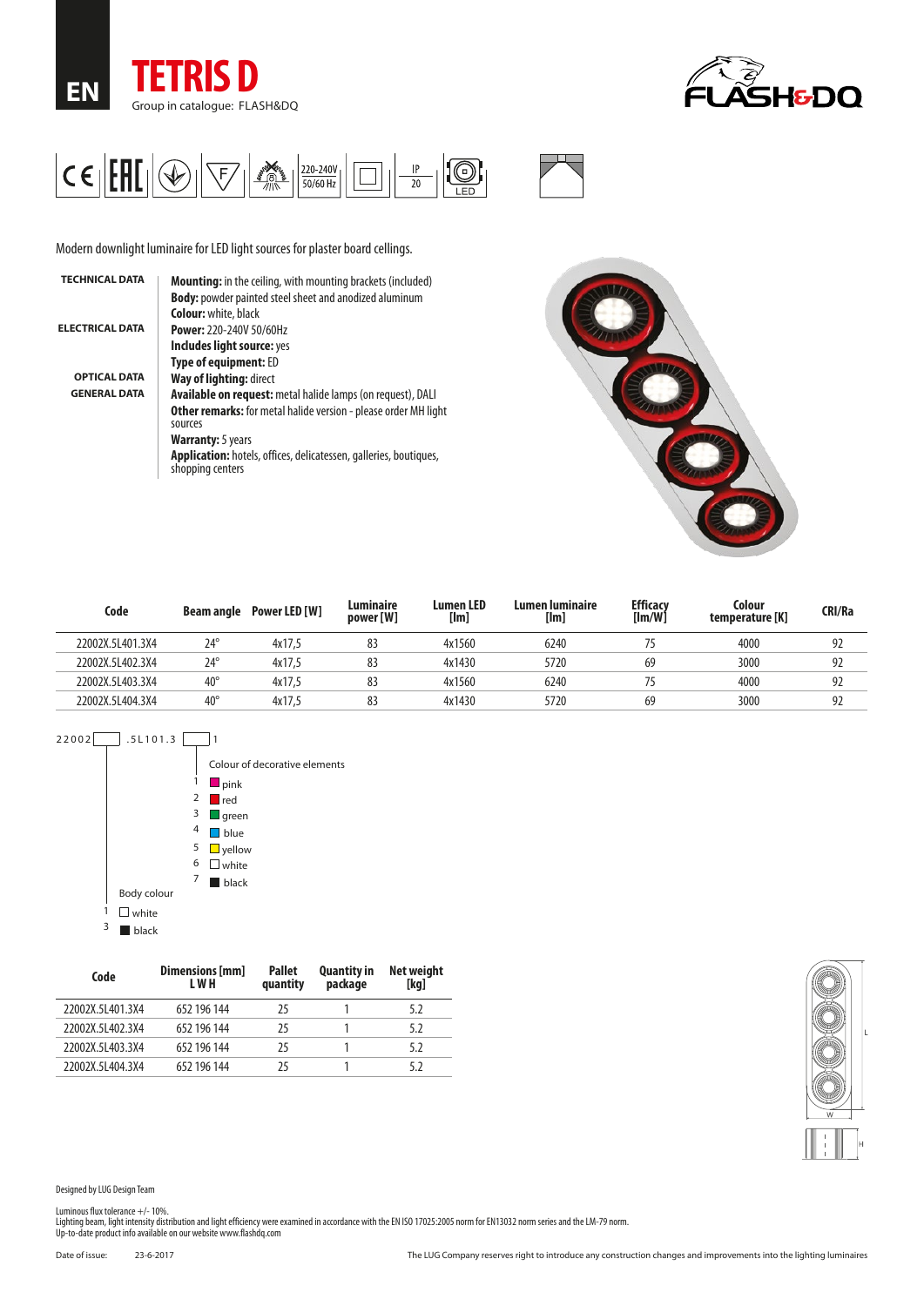EN

# TETRIS D

Group in catalogue: FLASH&DQ

FLASH&DQ

220-240V 50/60 Hz | IP 20 | LED

Modern downlight luminaire for LED light sources for plaster board cellings.

**TECHNICAL DATA**

**Mounting:** in the ceiling, with mounting brackets (included)
**Body:** powder painted steel sheet and anodized aluminum
**Colour:** white, black

**ELECTRICAL DATA**

**Power:** 220-240V 50/60Hz
**Includes light source:** yes
**Type of equipment:** ED

**OPTICAL DATA**

**Way of lighting:** direct

**GENERAL DATA**

**Available on request:** metal halide lamps (on request), DALI
**Other remarks:** for metal halide version - please order MH light sources
**Warranty:** 5 years
**Application:** hotels, offices, delicatessen, galleries, boutiques, shopping centers

| Code | Beam angle | Power LED [W] | Luminaire power [W] | Lumen LED [lm] | Lumen luminaire [lm] | Efficacy [lm/W] | Colour temperature [K] | CRI/Ra |
|---|---|---|---|---|---|---|---|---|
| 22002X.5L401.3X4 | 24° | 4x17,5 | 83 | 4x1560 | 6240 | 75 | 4000 | 92 |
| 22002X.5L402.3X4 | 24° | 4x17,5 | 83 | 4x1430 | 5720 | 69 | 3000 | 92 |
| 22002X.5L403.3X4 | 40° | 4x17,5 | 83 | 4x1560 | 6240 | 75 | 4000 | 92 |
| 22002X.5L404.3X4 | 40° | 4x17,5 | 83 | 4x1430 | 5720 | 69 | 3000 | 92 |

22002[ ].5L101.3[ ]1

Colour of decorative elements
- 1 pink
- 2 red
- 3 green
- 4 blue
- 5 yellow
- 6 white
- 7 black

Body colour
- 1 white
- 3 black

| Code | Dimensions [mm] L W H | Pallet quantity | Quantity in package | Net weight [kg] |
|---|---|---|---|---|
| 22002X.5L401.3X4 | 652 196 144 | 25 | 1 | 5.2 |
| 22002X.5L402.3X4 | 652 196 144 | 25 | 1 | 5.2 |
| 22002X.5L403.3X4 | 652 196 144 | 25 | 1 | 5.2 |
| 22002X.5L404.3X4 | 652 196 144 | 25 | 1 | 5.2 |

Designed by LUG Design Team

Luminous flux tolerance +/- 10%.
Lighting beam, light intensity distribution and light efficiency were examined in accordance with the EN ISO 17025:2005 norm for EN13032 norm series and the LM-79 norm.
Up-to-date product info available on our website www.flashdq.com

Date of issue: 23-6-2017

The LUG Company reserves right to introduce any construction changes and improvements into the lighting luminaires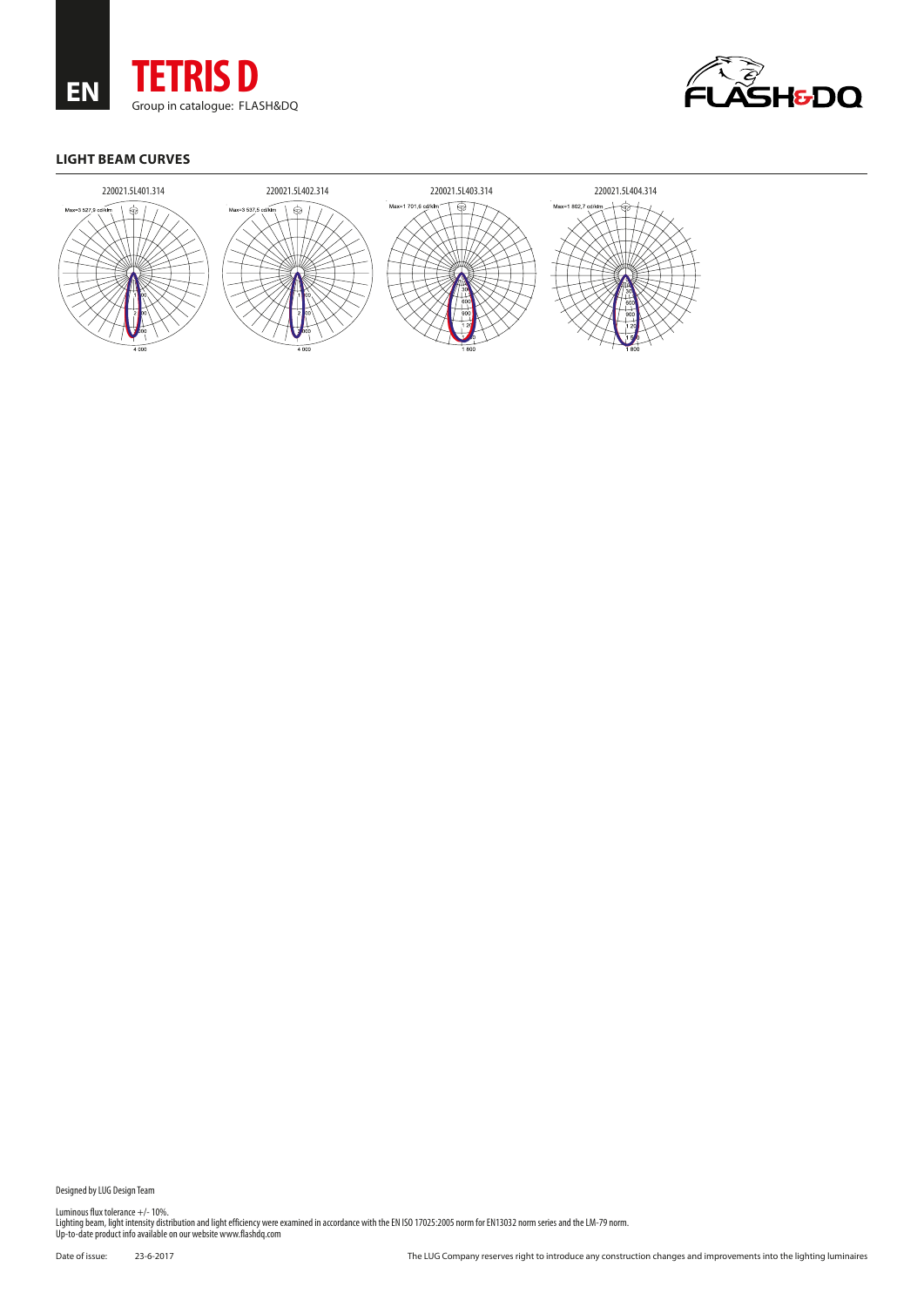EN

# TETRIS D

Group in catalogue: FLASH&DQ

## LIGHT BEAM CURVES

220021.5L401.314

Max=3 527,9 cd/klm

1 000
2 000
3 000
4 000

220021.5L402.314

Max=3 537,5 cd/klm

1 000
2 000
3 000
4 000

220021.5L403.314

Max=1 701,6 cd/klm

300
600
900
1 200
1 500
1 800

220021.5L404.314

Max=1 802,7 cd/klm

300
600
900
1 200
1 500
1 800

Designed by LUG Design Team

Luminous flux tolerance +/- 10%.
Lighting beam, light intensity distribution and light efficiency were examined in accordance with the EN ISO 17025:2005 norm for EN13032 norm series and the LM-79 norm.
Up-to-date product info available on our website www.flashdq.com

Date of issue: 23-6-2017

The LUG Company reserves right to introduce any construction changes and improvements into the lighting luminaires